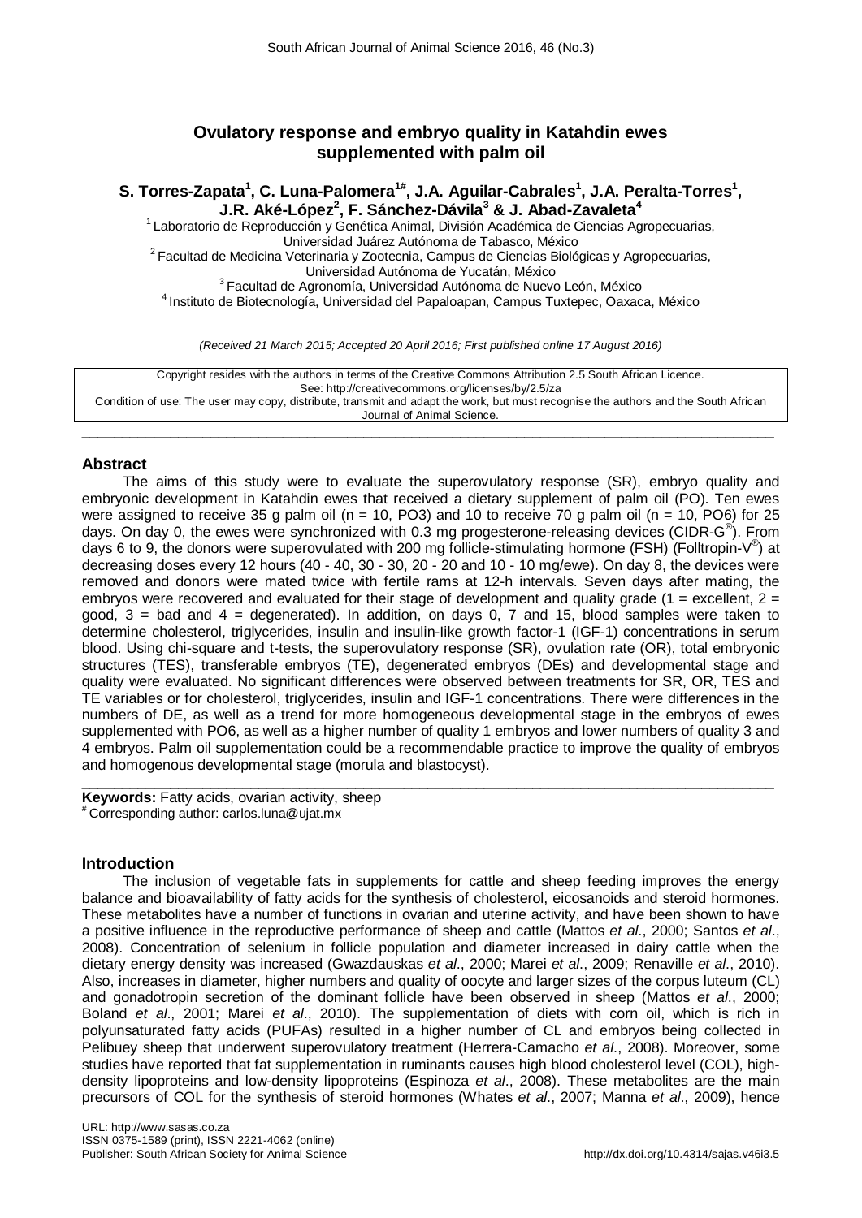# Ovulatory response and embryo quality in Katahdin ewes supplemented with palm oil

**S. Torres-Zapata[1], C. Luna-Palomera[1#], J.A. Aguilar-Cabrales[1], J.A. Peralta-Torres[1], J.R. Aké-López[2], F. Sánchez-Dávila[3] & J. Abad-Zavaleta[4]**

[1] Laboratorio de Reproducción y Genética Animal, División Académica de Ciencias Agropecuarias, Universidad Juárez Autónoma de Tabasco, México

[2] Facultad de Medicina Veterinaria y Zootecnia, Campus de Ciencias Biológicas y Agropecuarias, Universidad Autónoma de Yucatán, México

[3] Facultad de Agronomía, Universidad Autónoma de Nuevo León, México

[4] Instituto de Biotecnología, Universidad del Papaloapan, Campus Tuxtepec, Oaxaca, México

*(Received 21 March 2015; Accepted 20 April 2016; First published online 17 August 2016)*

Copyright resides with the authors in terms of the Creative Commons Attribution 2.5 South African Licence.
See: http://creativecommons.org/licenses/by/2.5/za
Condition of use: The user may copy, distribute, transmit and adapt the work, but must recognise the authors and the South African Journal of Animal Science.

## Abstract

The aims of this study were to evaluate the superovulatory response (SR), embryo quality and embryonic development in Katahdin ewes that received a dietary supplement of palm oil (PO). Ten ewes were assigned to receive 35 g palm oil (n = 10, PO3) and 10 to receive 70 g palm oil (n = 10, PO6) for 25 days. On day 0, the ewes were synchronized with 0.3 mg progesterone-releasing devices (CIDR-G®). From days 6 to 9, the donors were superovulated with 200 mg follicle-stimulating hormone (FSH) (Folltropin-V®) at decreasing doses every 12 hours (40 - 40, 30 - 30, 20 - 20 and 10 - 10 mg/ewe). On day 8, the devices were removed and donors were mated twice with fertile rams at 12-h intervals. Seven days after mating, the embryos were recovered and evaluated for their stage of development and quality grade (1 = excellent, 2 = good, 3 = bad and 4 = degenerated). In addition, on days 0, 7 and 15, blood samples were taken to determine cholesterol, triglycerides, insulin and insulin-like growth factor-1 (IGF-1) concentrations in serum blood. Using chi-square and t-tests, the superovulatory response (SR), ovulation rate (OR), total embryonic structures (TES), transferable embryos (TE), degenerated embryos (DEs) and developmental stage and quality were evaluated. No significant differences were observed between treatments for SR, OR, TES and TE variables or for cholesterol, triglycerides, insulin and IGF-1 concentrations. There were differences in the numbers of DE, as well as a trend for more homogeneous developmental stage in the embryos of ewes supplemented with PO6, as well as a higher number of quality 1 embryos and lower numbers of quality 3 and 4 embryos. Palm oil supplementation could be a recommendable practice to improve the quality of embryos and homogenous developmental stage (morula and blastocyst).

**Keywords:** Fatty acids, ovarian activity, sheep

[#] Corresponding author: carlos.luna@ujat.mx

## Introduction

The inclusion of vegetable fats in supplements for cattle and sheep feeding improves the energy balance and bioavailability of fatty acids for the synthesis of cholesterol, eicosanoids and steroid hormones. These metabolites have a number of functions in ovarian and uterine activity, and have been shown to have a positive influence in the reproductive performance of sheep and cattle (Mattos *et al*., 2000; Santos *et al*., 2008). Concentration of selenium in follicle population and diameter increased in dairy cattle when the dietary energy density was increased (Gwazdauskas *et al*., 2000; Marei *et al*., 2009; Renaville *et al*., 2010). Also, increases in diameter, higher numbers and quality of oocyte and larger sizes of the corpus luteum (CL) and gonadotropin secretion of the dominant follicle have been observed in sheep (Mattos *et al*., 2000; Boland *et al*., 2001; Marei *et al*., 2010). The supplementation of diets with corn oil, which is rich in polyunsaturated fatty acids (PUFAs) resulted in a higher number of CL and embryos being collected in Pelibuey sheep that underwent superovulatory treatment (Herrera-Camacho *et al*., 2008). Moreover, some studies have reported that fat supplementation in ruminants causes high blood cholesterol level (COL), high-density lipoproteins and low-density lipoproteins (Espinoza *et al*., 2008). These metabolites are the main precursors of COL for the synthesis of steroid hormones (Whates *et al*., 2007; Manna *et al*., 2009), hence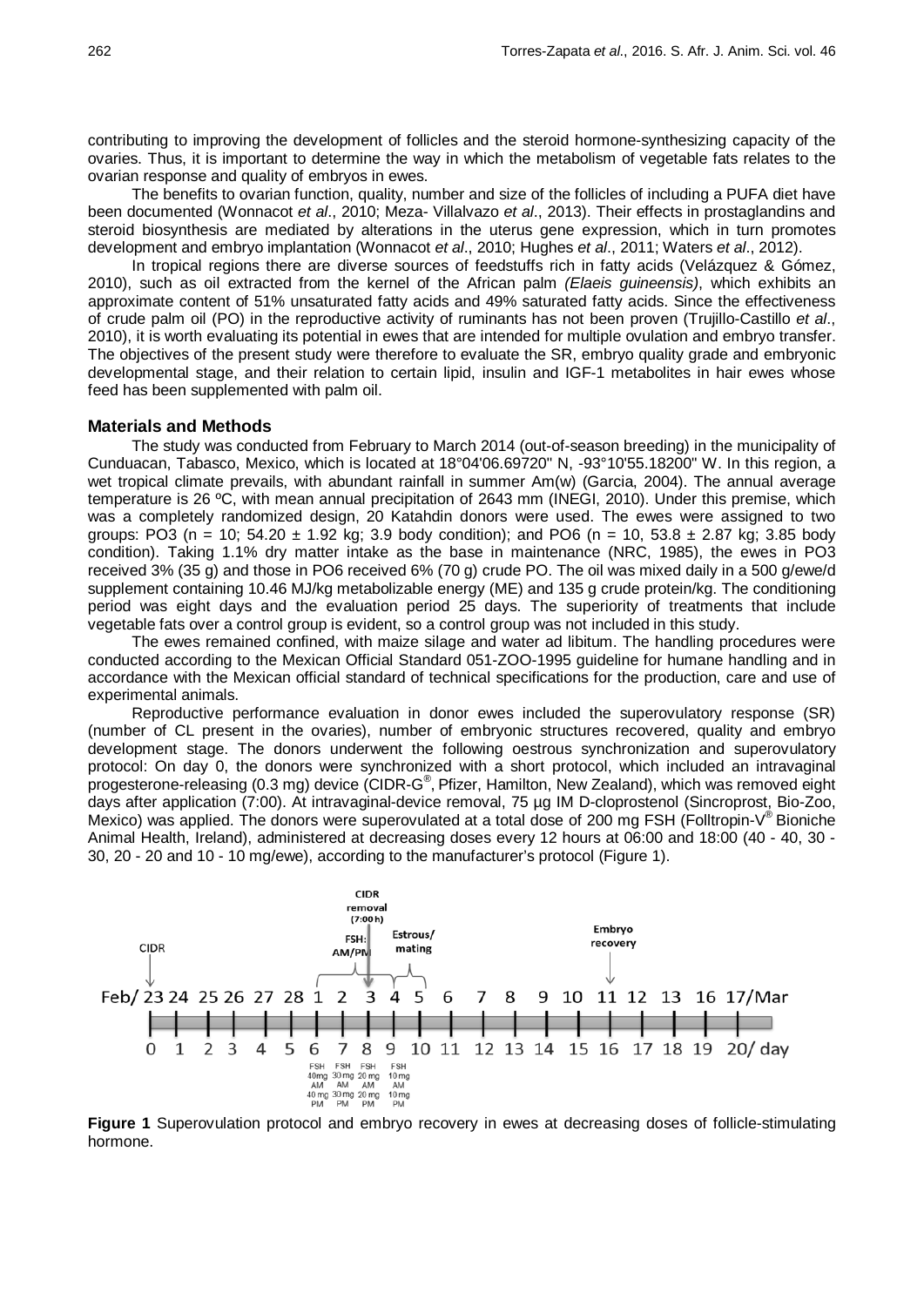contributing to improving the development of follicles and the steroid hormone-synthesizing capacity of the ovaries. Thus, it is important to determine the way in which the metabolism of vegetable fats relates to the ovarian response and quality of embryos in ewes.

The benefits to ovarian function, quality, number and size of the follicles of including a PUFA diet have been documented (Wonnacot *et al*., 2010; Meza- Villalvazo *et al*., 2013). Their effects in prostaglandins and steroid biosynthesis are mediated by alterations in the uterus gene expression, which in turn promotes development and embryo implantation (Wonnacot *et al*., 2010; Hughes *et al*., 2011; Waters *et al*., 2012).

In tropical regions there are diverse sources of feedstuffs rich in fatty acids (Velázquez & Gómez, 2010), such as oil extracted from the kernel of the African palm *(Elaeis guineensis)*, which exhibits an approximate content of 51% unsaturated fatty acids and 49% saturated fatty acids. Since the effectiveness of crude palm oil (PO) in the reproductive activity of ruminants has not been proven (Trujillo-Castillo *et al*., 2010), it is worth evaluating its potential in ewes that are intended for multiple ovulation and embryo transfer. The objectives of the present study were therefore to evaluate the SR, embryo quality grade and embryonic developmental stage, and their relation to certain lipid, insulin and IGF-1 metabolites in hair ewes whose feed has been supplemented with palm oil.

## Materials and Methods

The study was conducted from February to March 2014 (out-of-season breeding) in the municipality of Cunduacan, Tabasco, Mexico, which is located at 18°04'06.69720" N, -93°10'55.18200" W. In this region, a wet tropical climate prevails, with abundant rainfall in summer Am(w) (Garcia, 2004). The annual average temperature is 26 ºC, with mean annual precipitation of 2643 mm (INEGI, 2010). Under this premise, which was a completely randomized design, 20 Katahdin donors were used. The ewes were assigned to two groups: PO3 (n = 10; 54.20 ± 1.92 kg; 3.9 body condition); and PO6 (n = 10, 53.8 ± 2.87 kg; 3.85 body condition). Taking 1.1% dry matter intake as the base in maintenance (NRC, 1985), the ewes in PO3 received 3% (35 g) and those in PO6 received 6% (70 g) crude PO. The oil was mixed daily in a 500 g/ewe/d supplement containing 10.46 MJ/kg metabolizable energy (ME) and 135 g crude protein/kg. The conditioning period was eight days and the evaluation period 25 days. The superiority of treatments that include vegetable fats over a control group is evident, so a control group was not included in this study.

The ewes remained confined, with maize silage and water ad libitum. The handling procedures were conducted according to the Mexican Official Standard 051-ZOO-1995 guideline for humane handling and in accordance with the Mexican official standard of technical specifications for the production, care and use of experimental animals.

Reproductive performance evaluation in donor ewes included the superovulatory response (SR) (number of CL present in the ovaries), number of embryonic structures recovered, quality and embryo development stage. The donors underwent the following oestrous synchronization and superovulatory protocol: On day 0, the donors were synchronized with a short protocol, which included an intravaginal progesterone-releasing (0.3 mg) device (CIDR-G®, Pfizer, Hamilton, New Zealand), which was removed eight days after application (7:00). At intravaginal-device removal, 75 µg IM D-cloprostenol (Sincroprost, Bio-Zoo, Mexico) was applied. The donors were superovulated at a total dose of 200 mg FSH (Folltropin-V® Bioniche Animal Health, Ireland), administered at decreasing doses every 12 hours at 06:00 and 18:00 (40 - 40, 30 - 30, 20 - 20 and 10 - 10 mg/ewe), according to the manufacturer's protocol (Figure 1).

**Figure 1** Superovulation protocol and embryo recovery in ewes at decreasing doses of follicle-stimulating hormone.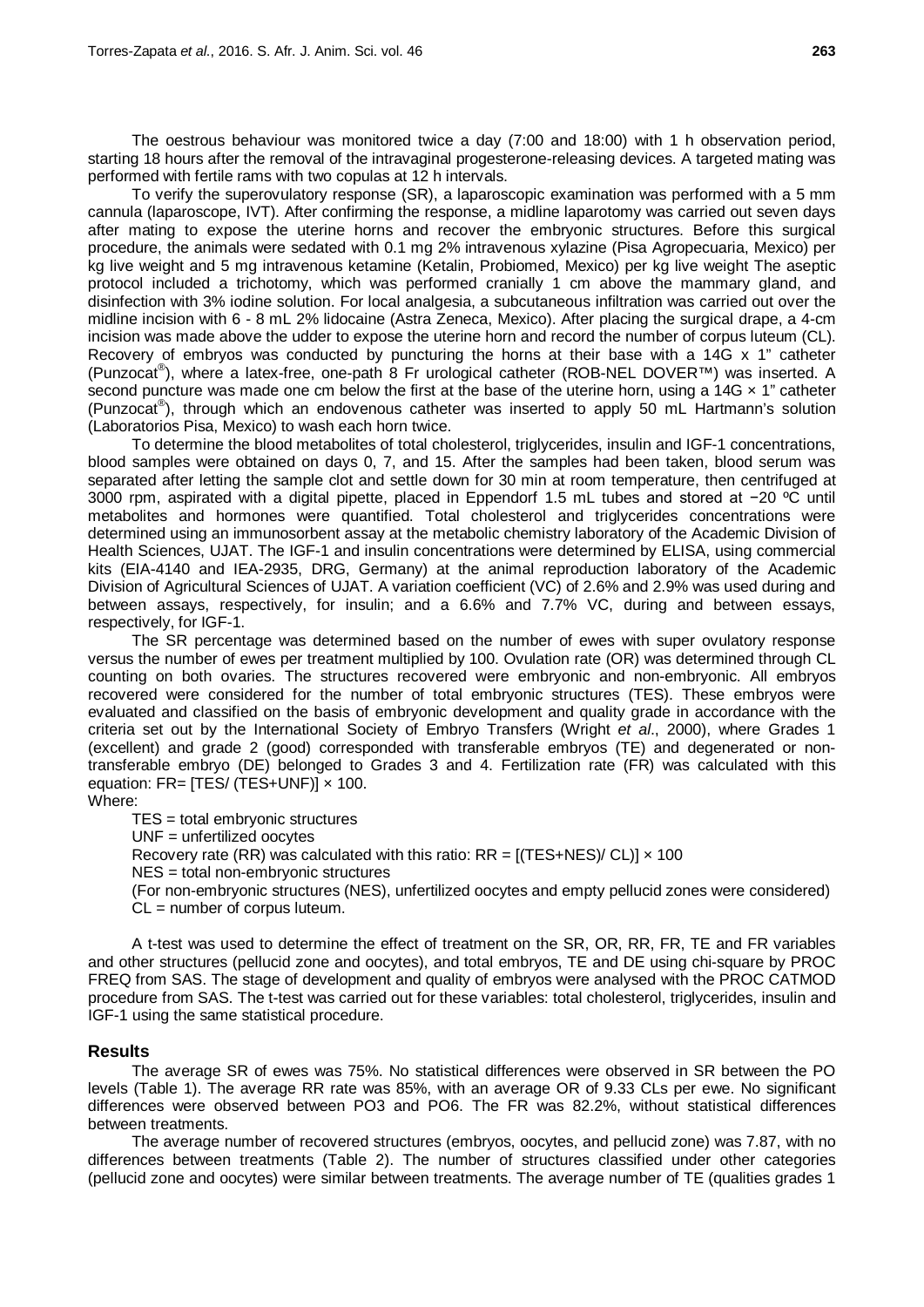The oestrous behaviour was monitored twice a day (7:00 and 18:00) with 1 h observation period, starting 18 hours after the removal of the intravaginal progesterone-releasing devices. A targeted mating was performed with fertile rams with two copulas at 12 h intervals.

To verify the superovulatory response (SR), a laparoscopic examination was performed with a 5 mm cannula (laparoscope, IVT). After confirming the response, a midline laparotomy was carried out seven days after mating to expose the uterine horns and recover the embryonic structures. Before this surgical procedure, the animals were sedated with 0.1 mg 2% intravenous xylazine (Pisa Agropecuaria, Mexico) per kg live weight and 5 mg intravenous ketamine (Ketalin, Probiomed, Mexico) per kg live weight The aseptic protocol included a trichotomy, which was performed cranially 1 cm above the mammary gland, and disinfection with 3% iodine solution. For local analgesia, a subcutaneous infiltration was carried out over the midline incision with 6 - 8 mL 2% lidocaine (Astra Zeneca, Mexico). After placing the surgical drape, a 4-cm incision was made above the udder to expose the uterine horn and record the number of corpus luteum (CL). Recovery of embryos was conducted by puncturing the horns at their base with a 14G x 1" catheter (Punzocat®), where a latex-free, one-path 8 Fr urological catheter (ROB-NEL DOVER™) was inserted. A second puncture was made one cm below the first at the base of the uterine horn, using a 14G × 1" catheter (Punzocat®), through which an endovenous catheter was inserted to apply 50 mL Hartmann's solution (Laboratorios Pisa, Mexico) to wash each horn twice.

To determine the blood metabolites of total cholesterol, triglycerides, insulin and IGF-1 concentrations, blood samples were obtained on days 0, 7, and 15. After the samples had been taken, blood serum was separated after letting the sample clot and settle down for 30 min at room temperature, then centrifuged at 3000 rpm, aspirated with a digital pipette, placed in Eppendorf 1.5 mL tubes and stored at −20 ºC until metabolites and hormones were quantified. Total cholesterol and triglycerides concentrations were determined using an immunosorbent assay at the metabolic chemistry laboratory of the Academic Division of Health Sciences, UJAT. The IGF-1 and insulin concentrations were determined by ELISA, using commercial kits (EIA-4140 and IEA-2935, DRG, Germany) at the animal reproduction laboratory of the Academic Division of Agricultural Sciences of UJAT. A variation coefficient (VC) of 2.6% and 2.9% was used during and between assays, respectively, for insulin; and a 6.6% and 7.7% VC, during and between essays, respectively, for IGF-1.

The SR percentage was determined based on the number of ewes with super ovulatory response versus the number of ewes per treatment multiplied by 100. Ovulation rate (OR) was determined through CL counting on both ovaries. The structures recovered were embryonic and non-embryonic. All embryos recovered were considered for the number of total embryonic structures (TES). These embryos were evaluated and classified on the basis of embryonic development and quality grade in accordance with the criteria set out by the International Society of Embryo Transfers (Wright *et al*., 2000), where Grades 1 (excellent) and grade 2 (good) corresponded with transferable embryos (TE) and degenerated or non-transferable embryo (DE) belonged to Grades 3 and 4. Fertilization rate (FR) was calculated with this equation: $FR = [TES / (TES+UNF)] \times 100$.

Where:

TES = total embryonic structures

UNF = unfertilized oocytes

Recovery rate (RR) was calculated with this ratio: $RR = [(TES+NES)/ CL)] \times 100$

NES = total non-embryonic structures

(For non-embryonic structures (NES), unfertilized oocytes and empty pellucid zones were considered)

CL = number of corpus luteum.

A t-test was used to determine the effect of treatment on the SR, OR, RR, FR, TE and FR variables and other structures (pellucid zone and oocytes), and total embryos, TE and DE using chi-square by PROC FREQ from SAS. The stage of development and quality of embryos were analysed with the PROC CATMOD procedure from SAS. The t-test was carried out for these variables: total cholesterol, triglycerides, insulin and IGF-1 using the same statistical procedure.

## Results

The average SR of ewes was 75%. No statistical differences were observed in SR between the PO levels (Table 1). The average RR rate was 85%, with an average OR of 9.33 CLs per ewe. No significant differences were observed between PO3 and PO6. The FR was 82.2%, without statistical differences between treatments.

The average number of recovered structures (embryos, oocytes, and pellucid zone) was 7.87, with no differences between treatments (Table 2). The number of structures classified under other categories (pellucid zone and oocytes) were similar between treatments. The average number of TE (qualities grades 1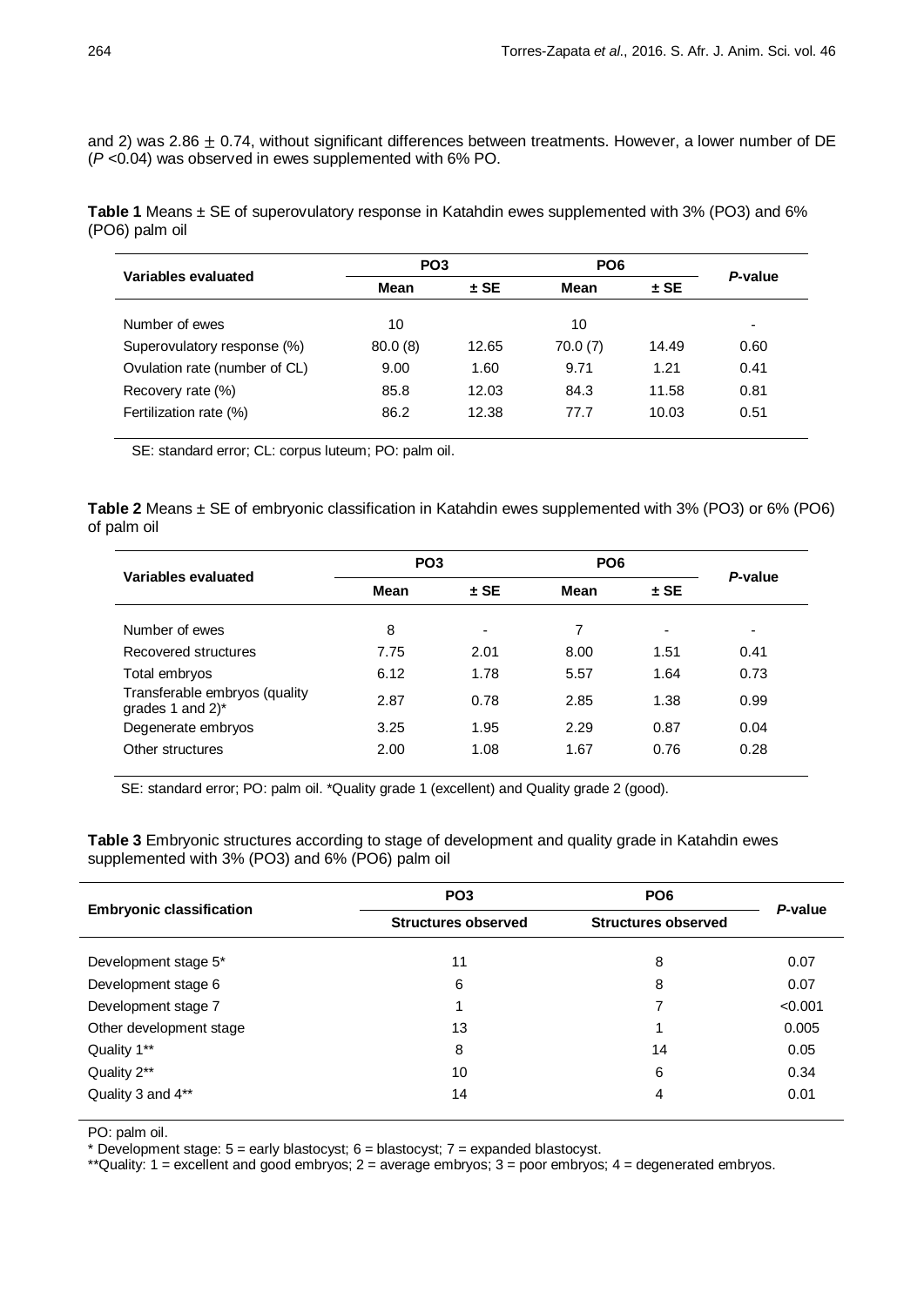and 2) was 2.86 $\pm$ 0.74, without significant differences between treatments. However, a lower number of DE (*P* <0.04) was observed in ewes supplemented with 6% PO.

**Table 1** Means ± SE of superovulatory response in Katahdin ewes supplemented with 3% (PO3) and 6% (PO6) palm oil

| Variables evaluated | PO3 | | PO6 | | *P*-value |
|---|---|---|---|---|---|
| | **Mean** | **± SE** | **Mean** | **± SE** | |
| Number of ewes | 10 | | 10 | | - |
| Superovulatory response (%) | 80.0 (8) | 12.65 | 70.0 (7) | 14.49 | 0.60 |
| Ovulation rate (number of CL) | 9.00 | 1.60 | 9.71 | 1.21 | 0.41 |
| Recovery rate (%) | 85.8 | 12.03 | 84.3 | 11.58 | 0.81 |
| Fertilization rate (%) | 86.2 | 12.38 | 77.7 | 10.03 | 0.51 |

SE: standard error; CL: corpus luteum; PO: palm oil.

**Table 2** Means ± SE of embryonic classification in Katahdin ewes supplemented with 3% (PO3) or 6% (PO6) of palm oil

| Variables evaluated | PO3 | | PO6 | | *P*-value |
|---|---|---|---|---|---|
| | **Mean** | **± SE** | **Mean** | **± SE** | |
| Number of ewes | 8 | - | 7 | - | - |
| Recovered structures | 7.75 | 2.01 | 8.00 | 1.51 | 0.41 |
| Total embryos | 6.12 | 1.78 | 5.57 | 1.64 | 0.73 |
| Transferable embryos (quality grades 1 and 2)* | 2.87 | 0.78 | 2.85 | 1.38 | 0.99 |
| Degenerate embryos | 3.25 | 1.95 | 2.29 | 0.87 | 0.04 |
| Other structures | 2.00 | 1.08 | 1.67 | 0.76 | 0.28 |

SE: standard error; PO: palm oil. *Quality grade 1 (excellent) and Quality grade 2 (good).

**Table 3** Embryonic structures according to stage of development and quality grade in Katahdin ewes supplemented with 3% (PO3) and 6% (PO6) palm oil

| Embryonic classification | PO3 | PO6 | *P*-value |
|---|---|---|---|
| | **Structures observed** | **Structures observed** | |
| Development stage 5* | 11 | 8 | 0.07 |
| Development stage 6 | 6 | 8 | 0.07 |
| Development stage 7 | 1 | 7 | <0.001 |
| Other development stage | 13 | 1 | 0.005 |
| Quality 1** | 8 | 14 | 0.05 |
| Quality 2** | 10 | 6 | 0.34 |
| Quality 3 and 4** | 14 | 4 | 0.01 |

PO: palm oil.

\* Development stage: 5 = early blastocyst; 6 = blastocyst; 7 = expanded blastocyst.

**Quality: 1 = excellent and good embryos; 2 = average embryos; 3 = poor embryos; 4 = degenerated embryos.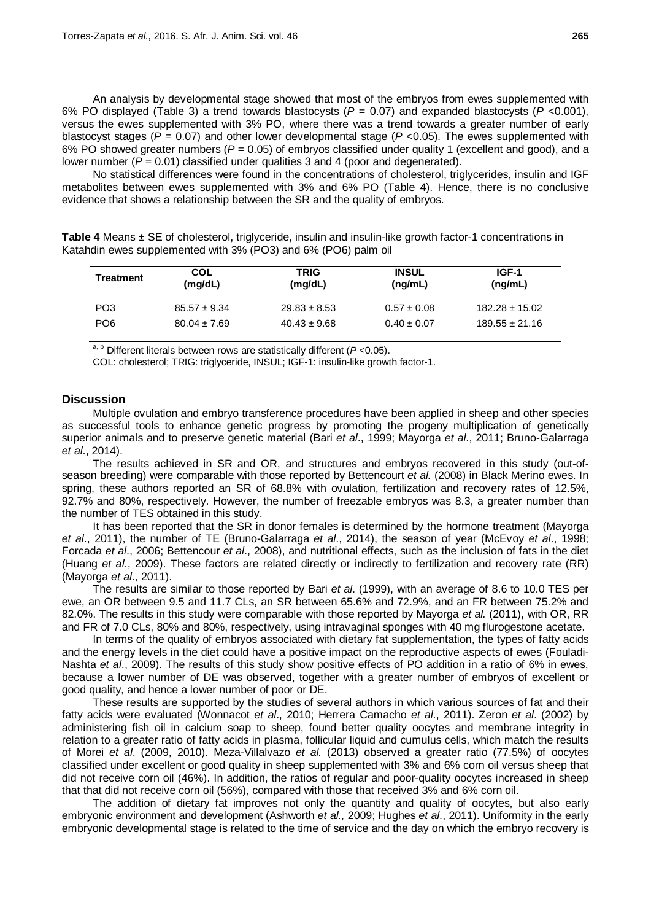An analysis by developmental stage showed that most of the embryos from ewes supplemented with 6% PO displayed (Table 3) a trend towards blastocysts ($P$ = 0.07) and expanded blastocysts ($P$ <0.001), versus the ewes supplemented with 3% PO, where there was a trend towards a greater number of early blastocyst stages ($P$ = 0.07) and other lower developmental stage ($P$ <0.05). The ewes supplemented with 6% PO showed greater numbers ($P$ = 0.05) of embryos classified under quality 1 (excellent and good), and a lower number ($P$ = 0.01) classified under qualities 3 and 4 (poor and degenerated).

No statistical differences were found in the concentrations of cholesterol, triglycerides, insulin and IGF metabolites between ewes supplemented with 3% and 6% PO (Table 4). Hence, there is no conclusive evidence that shows a relationship between the SR and the quality of embryos.

**Table 4** Means ± SE of cholesterol, triglyceride, insulin and insulin-like growth factor-1 concentrations in Katahdin ewes supplemented with 3% (PO3) and 6% (PO6) palm oil

| Treatment | COL (mg/dL) | TRIG (mg/dL) | INSUL (ng/mL) | IGF-1 (ng/mL) |
|---|---|---|---|---|
| PO3 | 85.57 ± 9.34 | 29.83 ± 8.53 | 0.57 ± 0.08 | 182.28 ± 15.02 |
| PO6 | 80.04 ± 7.69 | 40.43 ± 9.68 | 0.40 ± 0.07 | 189.55 ± 21.16 |

[a, b] Different literals between rows are statistically different ($P$ <0.05).

COL: cholesterol; TRIG: triglyceride, INSUL; IGF-1: insulin-like growth factor-1.

## Discussion

Multiple ovulation and embryo transference procedures have been applied in sheep and other species as successful tools to enhance genetic progress by promoting the progeny multiplication of genetically superior animals and to preserve genetic material (Bari *et al*., 1999; Mayorga *et al*., 2011; Bruno-Galarraga *et al*., 2014).

The results achieved in SR and OR, and structures and embryos recovered in this study (out-of-season breeding) were comparable with those reported by Bettencourt *et al.* (2008) in Black Merino ewes. In spring, these authors reported an SR of 68.8% with ovulation, fertilization and recovery rates of 12.5%, 92.7% and 80%, respectively. However, the number of freezable embryos was 8.3, a greater number than the number of TES obtained in this study.

It has been reported that the SR in donor females is determined by the hormone treatment (Mayorga *et al*., 2011), the number of TE (Bruno-Galarraga *et al*., 2014), the season of year (McEvoy *et al*., 1998; Forcada *et al*., 2006; Bettencour *et al*., 2008), and nutritional effects, such as the inclusion of fats in the diet (Huang *et al*., 2009). These factors are related directly or indirectly to fertilization and recovery rate (RR) (Mayorga *et al*., 2011).

The results are similar to those reported by Bari *et al*. (1999), with an average of 8.6 to 10.0 TES per ewe, an OR between 9.5 and 11.7 CLs, an SR between 65.6% and 72.9%, and an FR between 75.2% and 82.0%. The results in this study were comparable with those reported by Mayorga *et al.* (2011), with OR, RR and FR of 7.0 CLs, 80% and 80%, respectively, using intravaginal sponges with 40 mg flurogestone acetate.

In terms of the quality of embryos associated with dietary fat supplementation, the types of fatty acids and the energy levels in the diet could have a positive impact on the reproductive aspects of ewes (Fouladi-Nashta *et al*., 2009). The results of this study show positive effects of PO addition in a ratio of 6% in ewes, because a lower number of DE was observed, together with a greater number of embryos of excellent or good quality, and hence a lower number of poor or DE.

These results are supported by the studies of several authors in which various sources of fat and their fatty acids were evaluated (Wonnacot *et al*., 2010; Herrera Camacho *et al*., 2011). Zeron *et al*. (2002) by administering fish oil in calcium soap to sheep, found better quality oocytes and membrane integrity in relation to a greater ratio of fatty acids in plasma, follicular liquid and cumulus cells, which match the results of Morei *et al*. (2009, 2010). Meza-Villalvazo *et al.* (2013) observed a greater ratio (77.5%) of oocytes classified under excellent or good quality in sheep supplemented with 3% and 6% corn oil versus sheep that did not receive corn oil (46%). In addition, the ratios of regular and poor-quality oocytes increased in sheep that that did not receive corn oil (56%), compared with those that received 3% and 6% corn oil.

The addition of dietary fat improves not only the quantity and quality of oocytes, but also early embryonic environment and development (Ashworth *et al.,* 2009; Hughes *et al*., 2011). Uniformity in the early embryonic developmental stage is related to the time of service and the day on which the embryo recovery is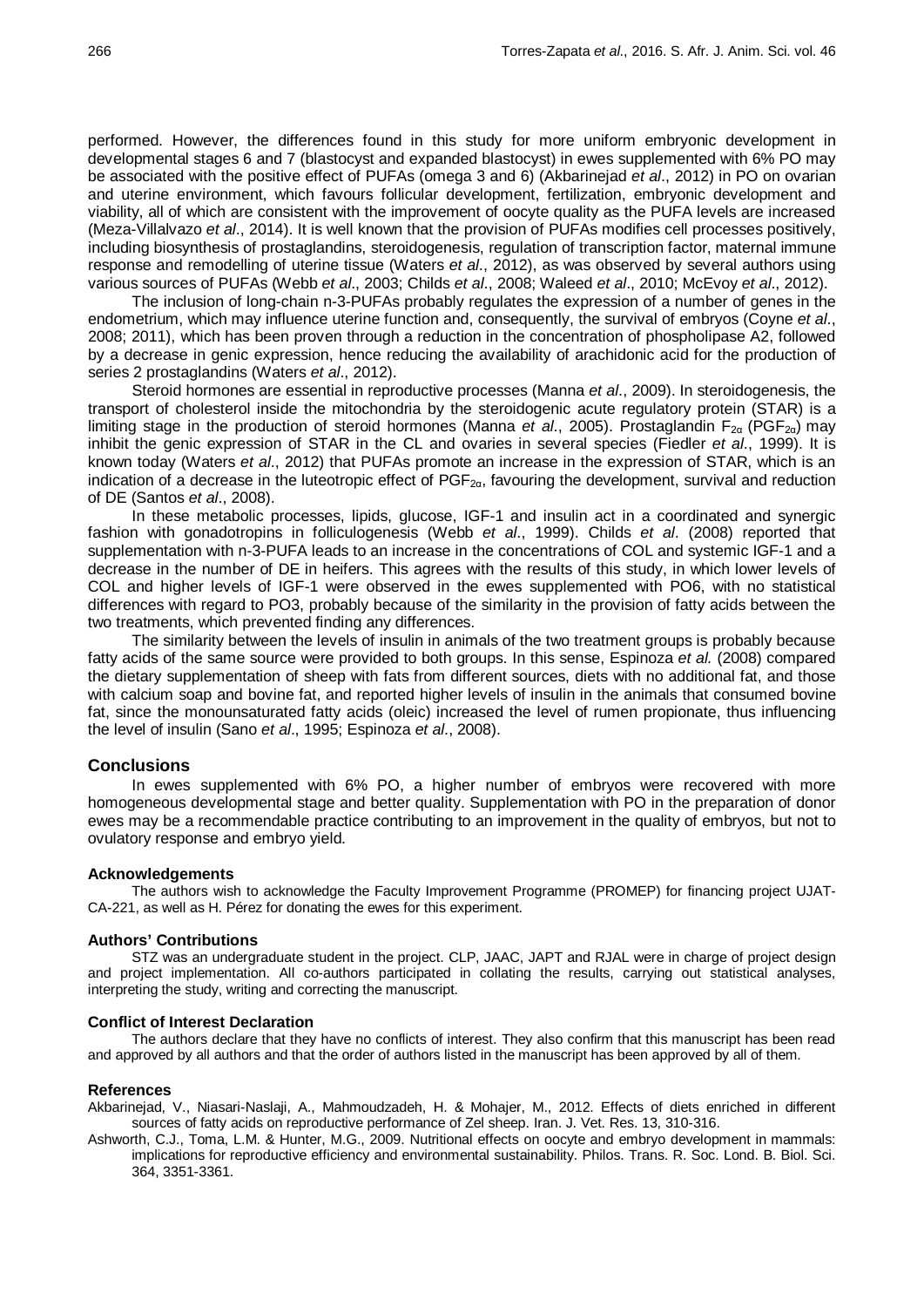performed. However, the differences found in this study for more uniform embryonic development in developmental stages 6 and 7 (blastocyst and expanded blastocyst) in ewes supplemented with 6% PO may be associated with the positive effect of PUFAs (omega 3 and 6) (Akbarinejad *et al*., 2012) in PO on ovarian and uterine environment, which favours follicular development, fertilization, embryonic development and viability, all of which are consistent with the improvement of oocyte quality as the PUFA levels are increased (Meza-Villalvazo *et al*., 2014). It is well known that the provision of PUFAs modifies cell processes positively, including biosynthesis of prostaglandins, steroidogenesis, regulation of transcription factor, maternal immune response and remodelling of uterine tissue (Waters *et al*., 2012), as was observed by several authors using various sources of PUFAs (Webb *et al*., 2003; Childs *et al*., 2008; Waleed *et al*., 2010; McEvoy *et al*., 2012).

The inclusion of long-chain n-3-PUFAs probably regulates the expression of a number of genes in the endometrium, which may influence uterine function and, consequently, the survival of embryos (Coyne *et al*., 2008; 2011), which has been proven through a reduction in the concentration of phospholipase A2, followed by a decrease in genic expression, hence reducing the availability of arachidonic acid for the production of series 2 prostaglandins (Waters *et al*., 2012).

Steroid hormones are essential in reproductive processes (Manna *et al*., 2009). In steroidogenesis, the transport of cholesterol inside the mitochondria by the steroidogenic acute regulatory protein (STAR) is a limiting stage in the production of steroid hormones (Manna *et al*., 2005). Prostaglandin $F_{2\alpha}$ ($PGF_{2\alpha}$) may inhibit the genic expression of STAR in the CL and ovaries in several species (Fiedler *et al*., 1999). It is known today (Waters *et al*., 2012) that PUFAs promote an increase in the expression of STAR, which is an indication of a decrease in the luteotropic effect of $PGF_{2\alpha}$, favouring the development, survival and reduction of DE (Santos *et al*., 2008).

In these metabolic processes, lipids, glucose, IGF-1 and insulin act in a coordinated and synergic fashion with gonadotropins in folliculogenesis (Webb *et al*., 1999). Childs *et al*. (2008) reported that supplementation with n-3-PUFA leads to an increase in the concentrations of COL and systemic IGF-1 and a decrease in the number of DE in heifers. This agrees with the results of this study, in which lower levels of COL and higher levels of IGF-1 were observed in the ewes supplemented with PO6, with no statistical differences with regard to PO3, probably because of the similarity in the provision of fatty acids between the two treatments, which prevented finding any differences.

The similarity between the levels of insulin in animals of the two treatment groups is probably because fatty acids of the same source were provided to both groups. In this sense, Espinoza *et al.* (2008) compared the dietary supplementation of sheep with fats from different sources, diets with no additional fat, and those with calcium soap and bovine fat, and reported higher levels of insulin in the animals that consumed bovine fat, since the monounsaturated fatty acids (oleic) increased the level of rumen propionate, thus influencing the level of insulin (Sano *et al*., 1995; Espinoza *et al*., 2008).

## Conclusions

In ewes supplemented with 6% PO, a higher number of embryos were recovered with more homogeneous developmental stage and better quality. Supplementation with PO in the preparation of donor ewes may be a recommendable practice contributing to an improvement in the quality of embryos, but not to ovulatory response and embryo yield.

### Acknowledgements

The authors wish to acknowledge the Faculty Improvement Programme (PROMEP) for financing project UJAT-CA-221, as well as H. Pérez for donating the ewes for this experiment.

### Authors' Contributions

STZ was an undergraduate student in the project. CLP, JAAC, JAPT and RJAL were in charge of project design and project implementation. All co-authors participated in collating the results, carrying out statistical analyses, interpreting the study, writing and correcting the manuscript.

### Conflict of Interest Declaration

The authors declare that they have no conflicts of interest. They also confirm that this manuscript has been read and approved by all authors and that the order of authors listed in the manuscript has been approved by all of them.

### References

Akbarinejad, V., Niasari-Naslaji, A., Mahmoudzadeh, H. & Mohajer, M., 2012. Effects of diets enriched in different sources of fatty acids on reproductive performance of Zel sheep. Iran. J. Vet. Res. 13, 310-316.

Ashworth, C.J., Toma, L.M. & Hunter, M.G., 2009. Nutritional effects on oocyte and embryo development in mammals: implications for reproductive efficiency and environmental sustainability. Philos. Trans. R. Soc. Lond. B. Biol. Sci. 364, 3351-3361.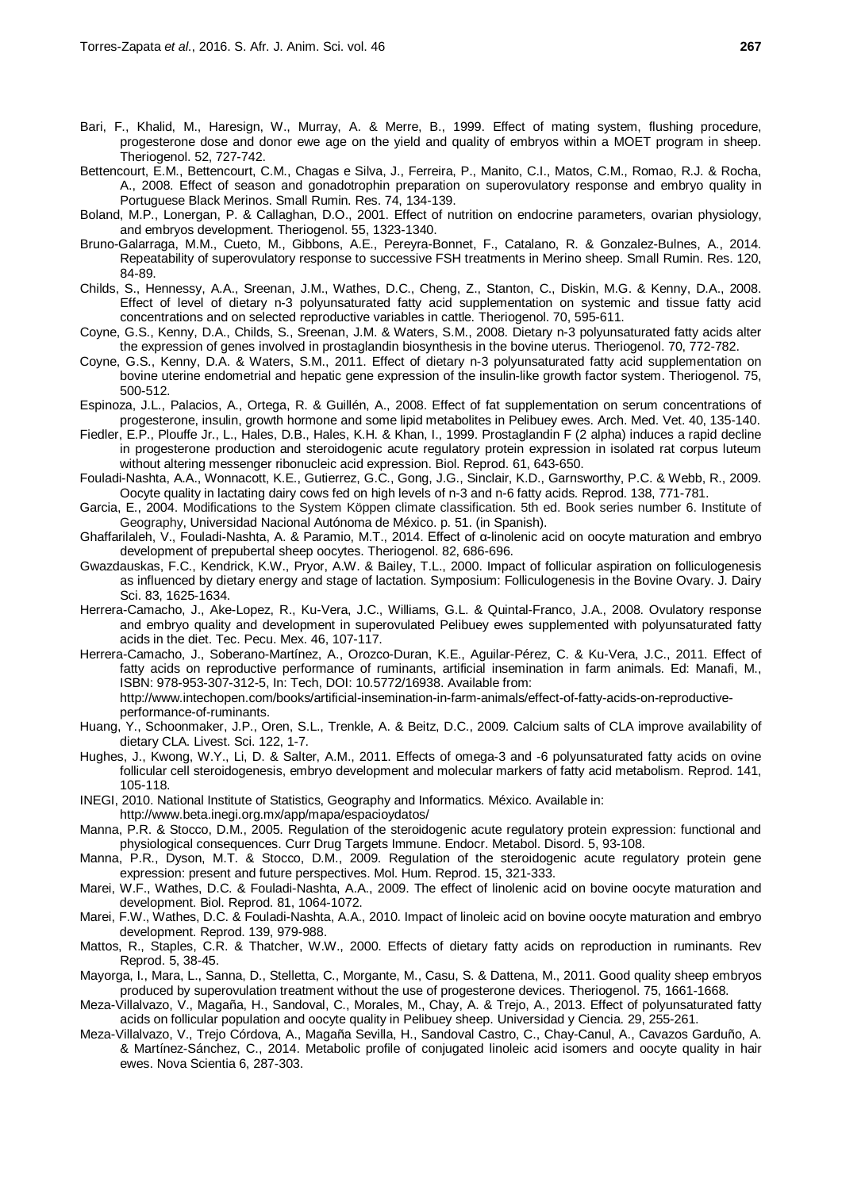Bari, F., Khalid, M., Haresign, W., Murray, A. & Merre, B., 1999. Effect of mating system, flushing procedure, progesterone dose and donor ewe age on the yield and quality of embryos within a MOET program in sheep. Theriogenol. 52, 727-742.

Bettencourt, E.M., Bettencourt, C.M., Chagas e Silva, J., Ferreira, P., Manito, C.I., Matos, C.M., Romao, R.J. & Rocha, A., 2008. Effect of season and gonadotrophin preparation on superovulatory response and embryo quality in Portuguese Black Merinos. Small Rumin. Res. 74, 134-139.

Boland, M.P., Lonergan, P. & Callaghan, D.O., 2001. Effect of nutrition on endocrine parameters, ovarian physiology, and embryos development. Theriogenol. 55, 1323-1340.

Bruno-Galarraga, M.M., Cueto, M., Gibbons, A.E., Pereyra-Bonnet, F., Catalano, R. & Gonzalez-Bulnes, A., 2014. Repeatability of superovulatory response to successive FSH treatments in Merino sheep. Small Rumin. Res. 120, 84-89.

Childs, S., Hennessy, A.A., Sreenan, J.M., Wathes, D.C., Cheng, Z., Stanton, C., Diskin, M.G. & Kenny, D.A., 2008. Effect of level of dietary n-3 polyunsaturated fatty acid supplementation on systemic and tissue fatty acid concentrations and on selected reproductive variables in cattle. Theriogenol. 70, 595-611.

Coyne, G.S., Kenny, D.A., Childs, S., Sreenan, J.M. & Waters, S.M., 2008. Dietary n-3 polyunsaturated fatty acids alter the expression of genes involved in prostaglandin biosynthesis in the bovine uterus. Theriogenol. 70, 772-782.

Coyne, G.S., Kenny, D.A. & Waters, S.M., 2011. Effect of dietary n-3 polyunsaturated fatty acid supplementation on bovine uterine endometrial and hepatic gene expression of the insulin-like growth factor system. Theriogenol. 75, 500-512.

Espinoza, J.L., Palacios, A., Ortega, R. & Guillén, A., 2008. Effect of fat supplementation on serum concentrations of progesterone, insulin, growth hormone and some lipid metabolites in Pelibuey ewes. Arch. Med. Vet. 40, 135-140.

Fiedler, E.P., Plouffe Jr., L., Hales, D.B., Hales, K.H. & Khan, I., 1999. Prostaglandin F (2 alpha) induces a rapid decline in progesterone production and steroidogenic acute regulatory protein expression in isolated rat corpus luteum without altering messenger ribonucleic acid expression. Biol. Reprod. 61, 643-650.

Fouladi-Nashta, A.A., Wonnacott, K.E., Gutierrez, G.C., Gong, J.G., Sinclair, K.D., Garnsworthy, P.C. & Webb, R., 2009. Oocyte quality in lactating dairy cows fed on high levels of n-3 and n-6 fatty acids. Reprod. 138, 771-781.

Garcia, E., 2004. Modifications to the System Köppen climate classification. 5th ed. Book series number 6. Institute of Geography, Universidad Nacional Autónoma de México. p. 51. (in Spanish).

Ghaffarilaleh, V., Fouladi-Nashta, A. & Paramio, M.T., 2014. Effect of α-linolenic acid on oocyte maturation and embryo development of prepubertal sheep oocytes. Theriogenol. 82, 686-696.

Gwazdauskas, F.C., Kendrick, K.W., Pryor, A.W. & Bailey, T.L., 2000. Impact of follicular aspiration on folliculogenesis as influenced by dietary energy and stage of lactation. Symposium: Folliculogenesis in the Bovine Ovary. J. Dairy Sci. 83, 1625-1634.

Herrera-Camacho, J., Ake-Lopez, R., Ku-Vera, J.C., Williams, G.L. & Quintal-Franco, J.A., 2008. Ovulatory response and embryo quality and development in superovulated Pelibuey ewes supplemented with polyunsaturated fatty acids in the diet. Tec. Pecu. Mex. 46, 107-117.

Herrera-Camacho, J., Soberano-Martínez, A., Orozco-Duran, K.E., Aguilar-Pérez, C. & Ku-Vera, J.C., 2011. Effect of fatty acids on reproductive performance of ruminants, artificial insemination in farm animals. Ed: Manafi, M., ISBN: 978-953-307-312-5, In: Tech, DOI: 10.5772/16938. Available from: http://www.intechopen.com/books/artificial-insemination-in-farm-animals/effect-of-fatty-acids-on-reproductive-performance-of-ruminants.

Huang, Y., Schoonmaker, J.P., Oren, S.L., Trenkle, A. & Beitz, D.C., 2009. Calcium salts of CLA improve availability of dietary CLA. Livest. Sci. 122, 1-7.

Hughes, J., Kwong, W.Y., Li, D. & Salter, A.M., 2011. Effects of omega-3 and -6 polyunsaturated fatty acids on ovine follicular cell steroidogenesis, embryo development and molecular markers of fatty acid metabolism. Reprod. 141, 105-118.

INEGI, 2010. National Institute of Statistics, Geography and Informatics. México. Available in: http://www.beta.inegi.org.mx/app/mapa/espacioydatos/

Manna, P.R. & Stocco, D.M., 2005. Regulation of the steroidogenic acute regulatory protein expression: functional and physiological consequences. Curr Drug Targets Immune. Endocr. Metabol. Disord. 5, 93-108.

Manna, P.R., Dyson, M.T. & Stocco, D.M., 2009. Regulation of the steroidogenic acute regulatory protein gene expression: present and future perspectives. Mol. Hum. Reprod. 15, 321-333.

Marei, W.F., Wathes, D.C. & Fouladi-Nashta, A.A., 2009. The effect of linolenic acid on bovine oocyte maturation and development. Biol. Reprod. 81, 1064-1072.

Marei, F.W., Wathes, D.C. & Fouladi-Nashta, A.A., 2010. Impact of linoleic acid on bovine oocyte maturation and embryo development. Reprod. 139, 979-988.

Mattos, R., Staples, C.R. & Thatcher, W.W., 2000. Effects of dietary fatty acids on reproduction in ruminants. Rev Reprod. 5, 38-45.

Mayorga, I., Mara, L., Sanna, D., Stelletta, C., Morgante, M., Casu, S. & Dattena, M., 2011. Good quality sheep embryos produced by superovulation treatment without the use of progesterone devices. Theriogenol. 75, 1661-1668.

Meza-Villalvazo, V., Magaña, H., Sandoval, C., Morales, M., Chay, A. & Trejo, A., 2013. Effect of polyunsaturated fatty acids on follicular population and oocyte quality in Pelibuey sheep. Universidad y Ciencia. 29, 255-261.

Meza-Villalvazo, V., Trejo Córdova, A., Magaña Sevilla, H., Sandoval Castro, C., Chay-Canul, A., Cavazos Garduño, A. & Martínez-Sánchez, C., 2014. Metabolic profile of conjugated linoleic acid isomers and oocyte quality in hair ewes. Nova Scientia 6, 287-303.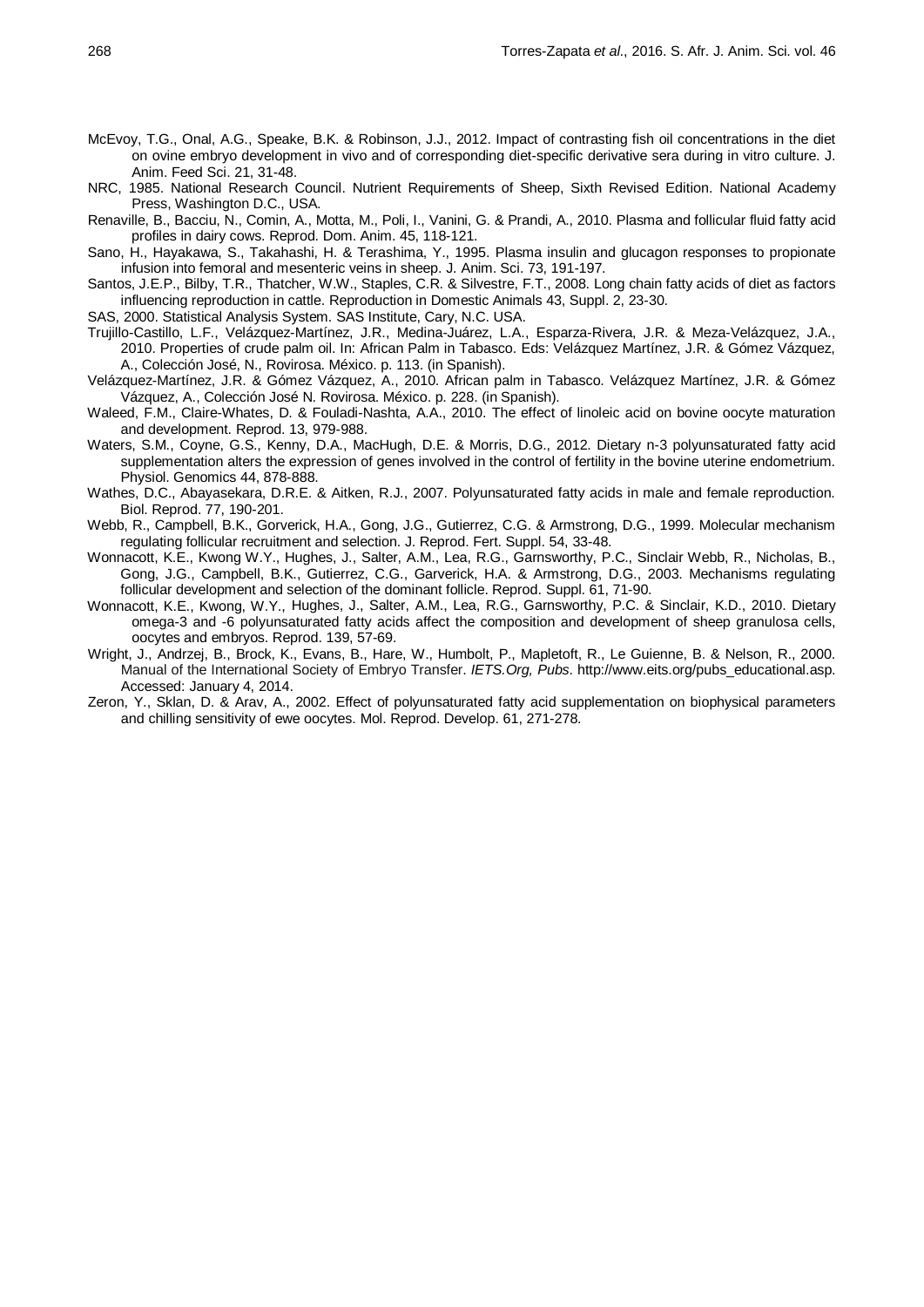McEvoy, T.G., Onal, A.G., Speake, B.K. & Robinson, J.J., 2012. Impact of contrasting fish oil concentrations in the diet on ovine embryo development in vivo and of corresponding diet-specific derivative sera during in vitro culture. J. Anim. Feed Sci. 21, 31-48.

NRC, 1985. National Research Council. Nutrient Requirements of Sheep, Sixth Revised Edition. National Academy Press, Washington D.C., USA.

Renaville, B., Bacciu, N., Comin, A., Motta, M., Poli, I., Vanini, G. & Prandi, A., 2010. Plasma and follicular fluid fatty acid profiles in dairy cows. Reprod. Dom. Anim. 45, 118-121.

Sano, H., Hayakawa, S., Takahashi, H. & Terashima, Y., 1995. Plasma insulin and glucagon responses to propionate infusion into femoral and mesenteric veins in sheep. J. Anim. Sci. 73, 191-197.

Santos, J.E.P., Bilby, T.R., Thatcher, W.W., Staples, C.R. & Silvestre, F.T., 2008. Long chain fatty acids of diet as factors influencing reproduction in cattle. Reproduction in Domestic Animals 43, Suppl. 2, 23-30.

SAS, 2000. Statistical Analysis System. SAS Institute, Cary, N.C. USA.

Trujillo-Castillo, L.F., Velázquez-Martínez, J.R., Medina-Juárez, L.A., Esparza-Rivera, J.R. & Meza-Velázquez, J.A., 2010. Properties of crude palm oil. In: African Palm in Tabasco. Eds: Velázquez Martínez, J.R. & Gómez Vázquez, A., Colección José, N., Rovirosa. México. p. 113. (in Spanish).

Velázquez-Martínez, J.R. & Gómez Vázquez, A., 2010. African palm in Tabasco. Velázquez Martínez, J.R. & Gómez Vázquez, A., Colección José N. Rovirosa. México. p. 228. (in Spanish).

Waleed, F.M., Claire-Whates, D. & Fouladi-Nashta, A.A., 2010. The effect of linoleic acid on bovine oocyte maturation and development. Reprod. 13, 979-988.

Waters, S.M., Coyne, G.S., Kenny, D.A., MacHugh, D.E. & Morris, D.G., 2012. Dietary n-3 polyunsaturated fatty acid supplementation alters the expression of genes involved in the control of fertility in the bovine uterine endometrium. Physiol. Genomics 44, 878-888.

Wathes, D.C., Abayasekara, D.R.E. & Aitken, R.J., 2007. Polyunsaturated fatty acids in male and female reproduction. Biol. Reprod. 77, 190-201.

Webb, R., Campbell, B.K., Gorverick, H.A., Gong, J.G., Gutierrez, C.G. & Armstrong, D.G., 1999. Molecular mechanism regulating follicular recruitment and selection. J. Reprod. Fert. Suppl. 54, 33-48.

Wonnacott, K.E., Kwong W.Y., Hughes, J., Salter, A.M., Lea, R.G., Garnsworthy, P.C., Sinclair Webb, R., Nicholas, B., Gong, J.G., Campbell, B.K., Gutierrez, C.G., Garverick, H.A. & Armstrong, D.G., 2003. Mechanisms regulating follicular development and selection of the dominant follicle. Reprod. Suppl. 61, 71-90.

Wonnacott, K.E., Kwong, W.Y., Hughes, J., Salter, A.M., Lea, R.G., Garnsworthy, P.C. & Sinclair, K.D., 2010. Dietary omega-3 and -6 polyunsaturated fatty acids affect the composition and development of sheep granulosa cells, oocytes and embryos. Reprod. 139, 57-69.

Wright, J., Andrzej, B., Brock, K., Evans, B., Hare, W., Humbolt, P., Mapletoft, R., Le Guienne, B. & Nelson, R., 2000. Manual of the International Society of Embryo Transfer. *IETS.Org, Pubs*. http://www.eits.org/pubs_educational.asp. Accessed: January 4, 2014.

Zeron, Y., Sklan, D. & Arav, A., 2002. Effect of polyunsaturated fatty acid supplementation on biophysical parameters and chilling sensitivity of ewe oocytes. Mol. Reprod. Develop. 61, 271-278.